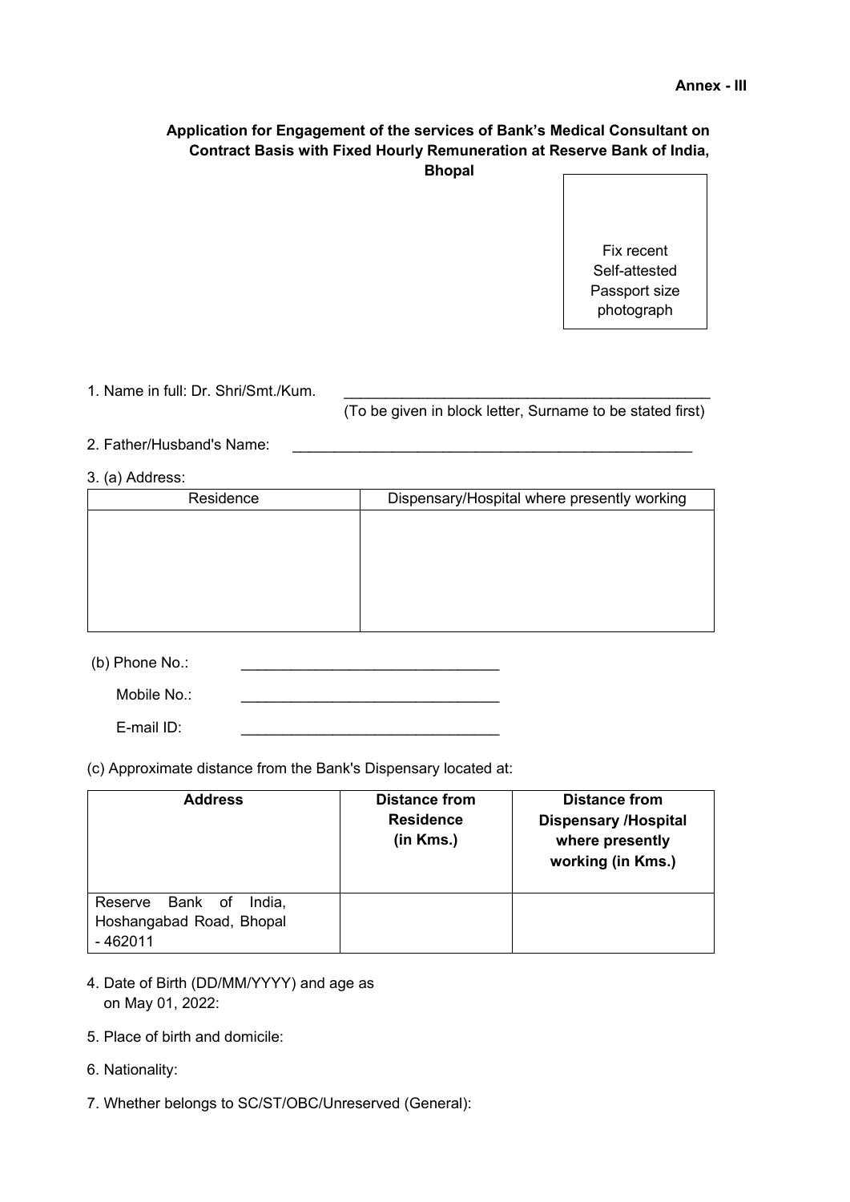**Annex - III**

**Application for Engagement of the services of Bank's Medical Consultant on Contract Basis with Fixed Hourly Remuneration at Reserve Bank of India, Bhopal**

| Fix recent Self-attested Passport size photograph |
|---|

1. Name in full: Dr. Shri/Smt./Kum. ______________________________________________
   (To be given in block letter, Surname to be stated first)

2. Father/Husband's Name: ______________________________________________

3. (a) Address:

| Residence | Dispensary/Hospital where presently working |
|---|---|
| | |

(b) Phone No.: ________________________________

Mobile No.: ________________________________

E-mail ID: ________________________________

(c) Approximate distance from the Bank's Dispensary located at:

| Address | Distance from Residence (in Kms.) | Distance from Dispensary /Hospital where presently working (in Kms.) |
|---|---|---|
| Reserve Bank of India, Hoshangabad Road, Bhopal - 462011 | | |

4. Date of Birth (DD/MM/YYYY) and age as on May 01, 2022:

5. Place of birth and domicile:

6. Nationality:

7. Whether belongs to SC/ST/OBC/Unreserved (General):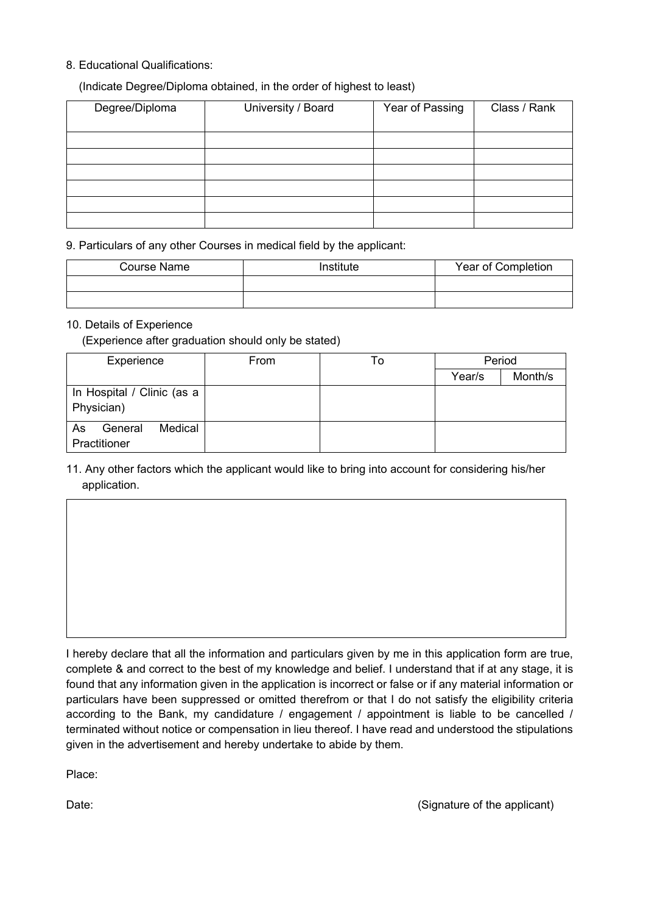8. Educational Qualifications:

(Indicate Degree/Diploma obtained, in the order of highest to least)

| Degree/Diploma | University / Board | Year of Passing | Class / Rank |
|---|---|---|---|
| | | | |
| | | | |
| | | | |
| | | | |
| | | | |
| | | | |

9. Particulars of any other Courses in medical field by the applicant:

| Course Name | Institute | Year of Completion |
|---|---|---|
| | | |
| | | |

10. Details of Experience

(Experience after graduation should only be stated)

| Experience | From | To | Period | |
|---|---|---|---|---|
| | | | Year/s | Month/s |
| In Hospital / Clinic (as a Physician) | | | | |
| As General Medical Practitioner | | | | |

11. Any other factors which the applicant would like to bring into account for considering his/her application.

| |
|---|
| |

I hereby declare that all the information and particulars given by me in this application form are true, complete & and correct to the best of my knowledge and belief. I understand that if at any stage, it is found that any information given in the application is incorrect or false or if any material information or particulars have been suppressed or omitted therefrom or that I do not satisfy the eligibility criteria according to the Bank, my candidature / engagement / appointment is liable to be cancelled / terminated without notice or compensation in lieu thereof. I have read and understood the stipulations given in the advertisement and hereby undertake to abide by them.

Place:

Date: (Signature of the applicant)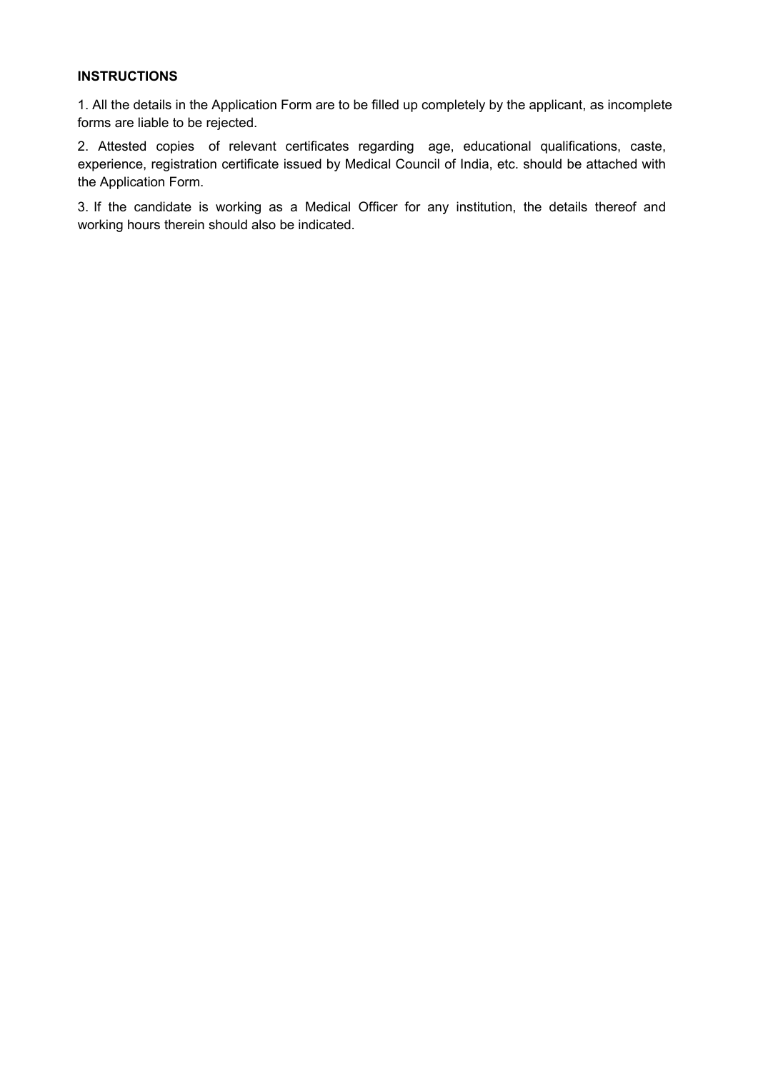**INSTRUCTIONS**

1. All the details in the Application Form are to be filled up completely by the applicant, as incomplete forms are liable to be rejected.

2. Attested copies of relevant certificates regarding age, educational qualifications, caste, experience, registration certificate issued by Medical Council of India, etc. should be attached with the Application Form.

3. If the candidate is working as a Medical Officer for any institution, the details thereof and working hours therein should also be indicated.